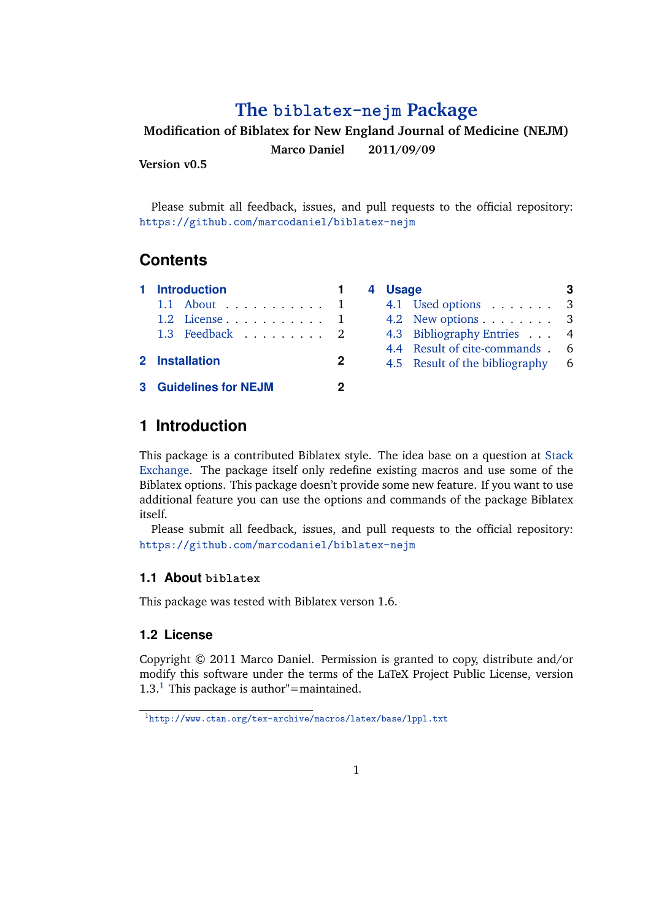# The biblatex-nejm Package

**Modification of Biblatex for New England Journal of Medicine (NEJM)**

**Marco Daniel 2011/09/09**

**Version v0.5**

Please submit all feedback, issues, and pull requests to the official repository: https://github.com/marcodaniel/biblatex-nejm

## Contents

- 1 Introduction — 1
  - 1.1 About — 1
  - 1.2 License — 1
  - 1.3 Feedback — 2
- 2 Installation — 2
- 3 Guidelines for NEJM — 2
- 4 Usage — 3
  - 4.1 Used options — 3
  - 4.2 New options — 3
  - 4.3 Bibliography Entries — 4
  - 4.4 Result of cite-commands — 6
  - 4.5 Result of the bibliography — 6

## 1 Introduction

This package is a contributed Biblatex style. The idea base on a question at Stack Exchange. The package itself only redefine existing macros and use some of the Biblatex options. This package doesn't provide some new feature. If you want to use additional feature you can use the options and commands of the package Biblatex itself.

Please submit all feedback, issues, and pull requests to the official repository: https://github.com/marcodaniel/biblatex-nejm

### 1.1 About biblatex

This package was tested with Biblatex verson 1.6.

### 1.2 License

Copyright © 2011 Marco Daniel. Permission is granted to copy, distribute and/or modify this software under the terms of the LaTeX Project Public License, version 1.3.[1] This package is author"=maintained.

[1] http://www.ctan.org/tex-archive/macros/latex/base/lppl.txt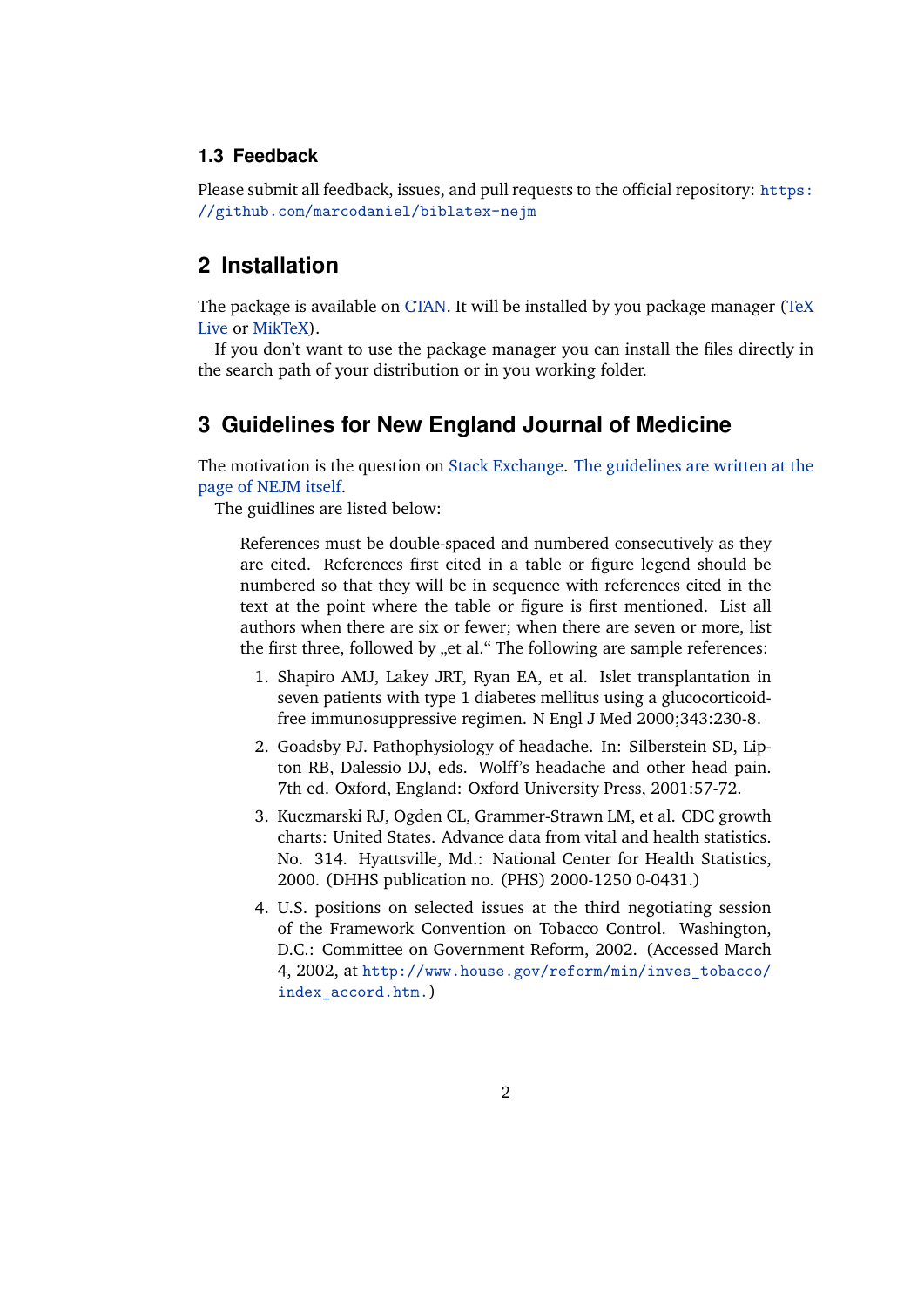### 1.3 Feedback

Please submit all feedback, issues, and pull requests to the official repository: https://github.com/marcodaniel/biblatex-nejm

## 2 Installation

The package is available on CTAN. It will be installed by you package manager (TeX Live or MikTeX).

If you don't want to use the package manager you can install the files directly in the search path of your distribution or in you working folder.

## 3 Guidelines for New England Journal of Medicine

The motivation is the question on Stack Exchange. The guidelines are written at the page of NEJM itself.

The guidlines are listed below:

> References must be double-spaced and numbered consecutively as they are cited. References first cited in a table or figure legend should be numbered so that they will be in sequence with references cited in the text at the point where the table or figure is first mentioned. List all authors when there are six or fewer; when there are seven or more, list the first three, followed by „et al." The following are sample references:
>
> 1. Shapiro AMJ, Lakey JRT, Ryan EA, et al. Islet transplantation in seven patients with type 1 diabetes mellitus using a glucocorticoid-free immunosuppressive regimen. N Engl J Med 2000;343:230-8.
> 2. Goadsby PJ. Pathophysiology of headache. In: Silberstein SD, Lipton RB, Dalessio DJ, eds. Wolff's headache and other head pain. 7th ed. Oxford, England: Oxford University Press, 2001:57-72.
> 3. Kuczmarski RJ, Ogden CL, Grammer-Strawn LM, et al. CDC growth charts: United States. Advance data from vital and health statistics. No. 314. Hyattsville, Md.: National Center for Health Statistics, 2000. (DHHS publication no. (PHS) 2000-1250 0-0431.)
> 4. U.S. positions on selected issues at the third negotiating session of the Framework Convention on Tobacco Control. Washington, D.C.: Committee on Government Reform, 2002. (Accessed March 4, 2002, at http://www.house.gov/reform/min/inves_tobacco/index_accord.htm.)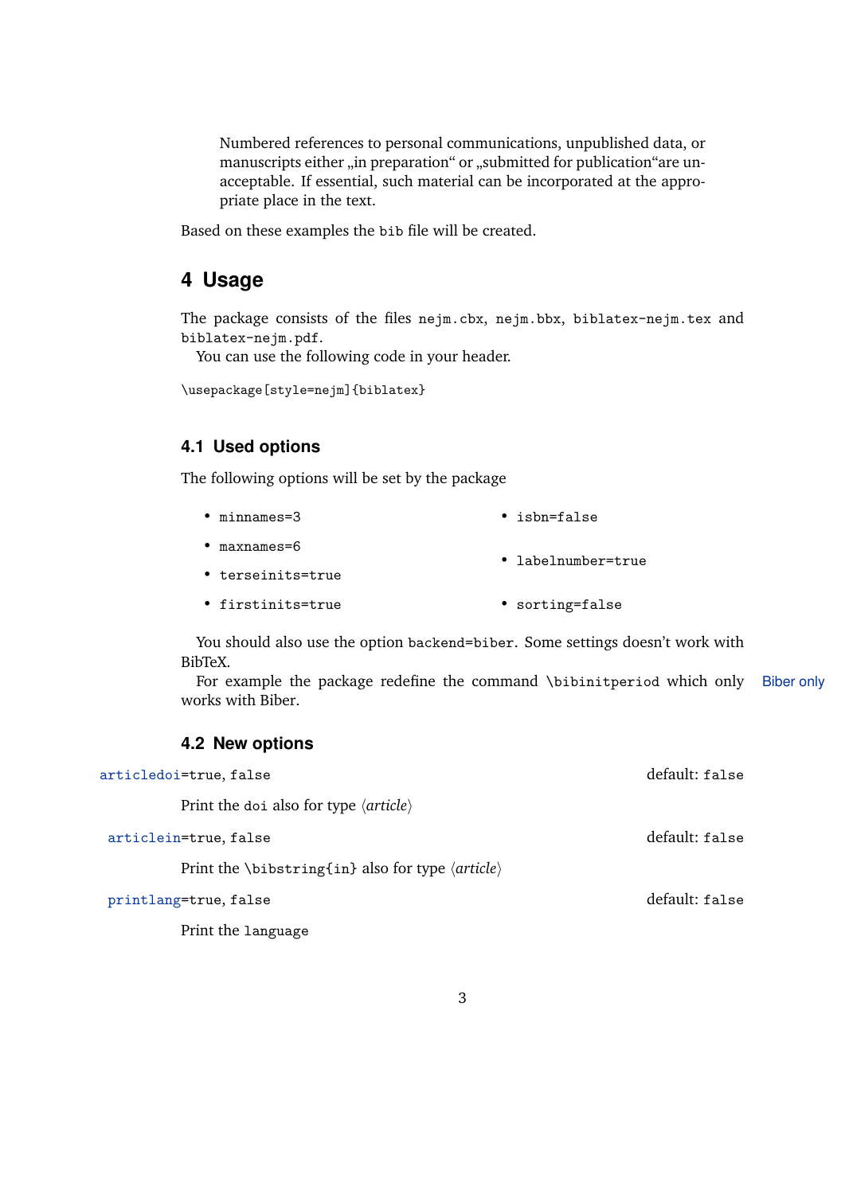> Numbered references to personal communications, unpublished data, or manuscripts either „in preparation“ or „submitted for publication“are unacceptable. If essential, such material can be incorporated at the appropriate place in the text.

Based on these examples the `bib` file will be created.

## 4 Usage

The package consists of the files `nejm.cbx`, `nejm.bbx`, `biblatex-nejm.tex` and `biblatex-nejm.pdf`.

You can use the following code in your header.

```
\usepackage[style=nejm]{biblatex}
```

### 4.1 Used options

The following options will be set by the package

- `minnames=3`
- `maxnames=6`
- `terseinits=true`
- `firstinits=true`
- `isbn=false`
- `labelnumber=true`
- `sorting=false`

You should also use the option `backend=biber`. Some settings doesn’t work with BibTeX.

For example the package redefine the command `\bibinitperiod` which only works with Biber. Biber only

### 4.2 New options

`articledoi=true, false` default: `false`

Print the `doi` also for type ⟨*article*⟩

`articlein=true, false` default: `false`

Print the `\bibstring{in}` also for type ⟨*article*⟩

`printlang=true, false` default: `false`

Print the `language`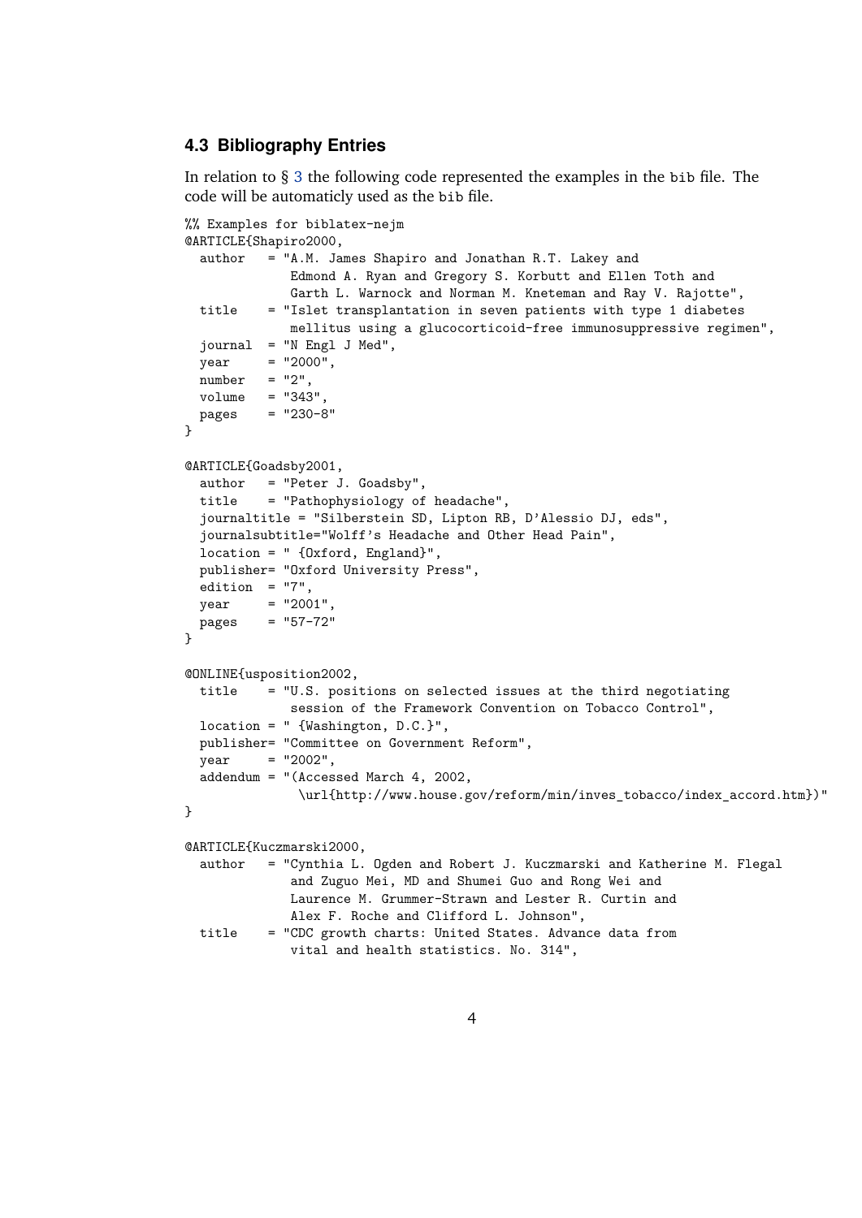### 4.3 Bibliography Entries

In relation to § 3 the following code represented the examples in the bib file. The code will be automaticly used as the bib file.

```
%% Examples for biblatex-nejm
@ARTICLE{Shapiro2000,
  author   = "A.M. James Shapiro and Jonathan R.T. Lakey and
             Edmond A. Ryan and Gregory S. Korbutt and Ellen Toth and
             Garth L. Warnock and Norman M. Kneteman and Ray V. Rajotte",
  title    = "Islet transplantation in seven patients with type 1 diabetes
             mellitus using a glucocorticoid-free immunosuppressive regimen",
  journal  = "N Engl J Med",
  year     = "2000",
  number   = "2",
  volume   = "343",
  pages    = "230-8"
}

@ARTICLE{Goadsby2001,
  author   = "Peter J. Goadsby",
  title    = "Pathophysiology of headache",
  journaltitle = "Silberstein SD, Lipton RB, D'Alessio DJ, eds",
  journalsubtitle="Wolff's Headache and Other Head Pain",
  location = " {Oxford, England}",
  publisher= "Oxford University Press",
  edition  = "7",
  year     = "2001",
  pages    = "57-72"
}

@ONLINE{usposition2002,
  title    = "U.S. positions on selected issues at the third negotiating
             session of the Framework Convention on Tobacco Control",
  location = " {Washington, D.C.}",
  publisher= "Committee on Government Reform",
  year     = "2002",
  addendum = "(Accessed March 4, 2002,
              \url{http://www.house.gov/reform/min/inves_tobacco/index_accord.htm})"
}

@ARTICLE{Kuczmarski2000,
  author   = "Cynthia L. Ogden and Robert J. Kuczmarski and Katherine M. Flegal
             and Zuguo Mei, MD and Shumei Guo and Rong Wei and
             Laurence M. Grummer-Strawn and Lester R. Curtin and
             Alex F. Roche and Clifford L. Johnson",
  title    = "CDC growth charts: United States. Advance data from
             vital and health statistics. No. 314",
```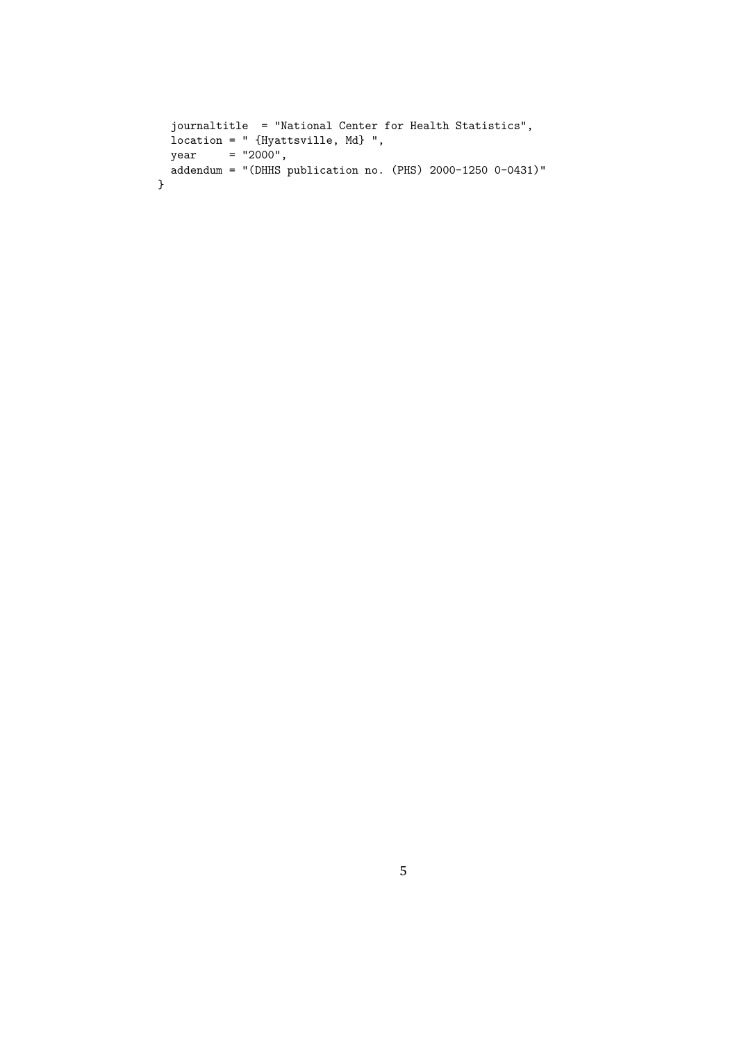```
  journaltitle  = "National Center for Health Statistics",
  location = " {Hyattsville, Md} ",
  year     = "2000",
  addendum = "(DHHS publication no. (PHS) 2000-1250 0-0431)"
}
```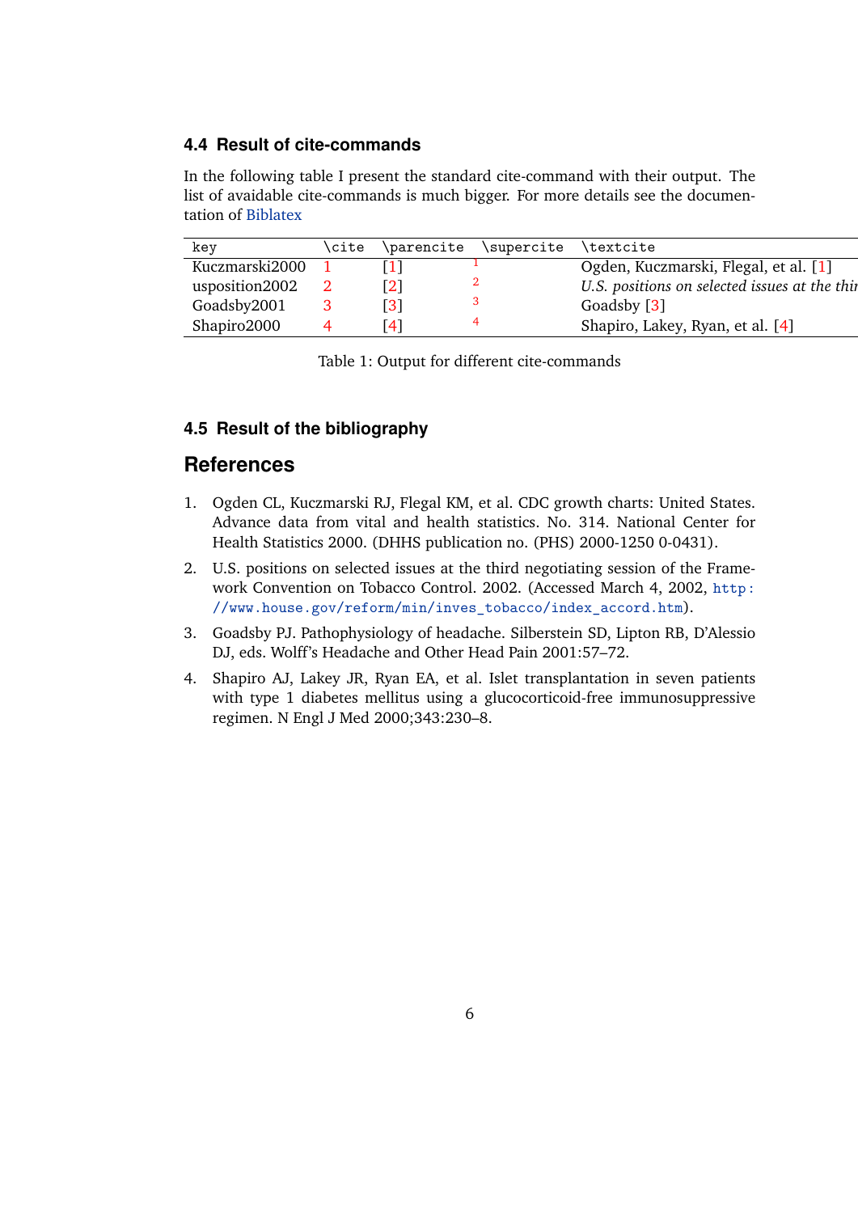### 4.4 Result of cite-commands

In the following table I present the standard cite-command with their output. The list of avaidable cite-commands is much bigger. For more details see the documentation of Biblatex

| key | \cite | \parencite | \supercite | \textcite |
|---|---|---|---|---|
| Kuczmarski2000 | 1 | [1] | [1] | Ogden, Kuczmarski, Flegal, et al. [1] |
| usposition2002 | 2 | [2] | [2] | *U.S. positions on selected issues at the thir* |
| Goadsby2001 | 3 | [3] | [3] | Goadsby [3] |
| Shapiro2000 | 4 | [4] | [4] | Shapiro, Lakey, Ryan, et al. [4] |

Table 1: Output for different cite-commands

### 4.5 Result of the bibliography

## References

1. Ogden CL, Kuczmarski RJ, Flegal KM, et al. CDC growth charts: United States. Advance data from vital and health statistics. No. 314. National Center for Health Statistics 2000. (DHHS publication no. (PHS) 2000-1250 0-0431).
2. U.S. positions on selected issues at the third negotiating session of the Framework Convention on Tobacco Control. 2002. (Accessed March 4, 2002, http://www.house.gov/reform/min/inves_tobacco/index_accord.htm).
3. Goadsby PJ. Pathophysiology of headache. Silberstein SD, Lipton RB, D'Alessio DJ, eds. Wolff's Headache and Other Head Pain 2001:57–72.
4. Shapiro AJ, Lakey JR, Ryan EA, et al. Islet transplantation in seven patients with type 1 diabetes mellitus using a glucocorticoid-free immunosuppressive regimen. N Engl J Med 2000;343:230–8.